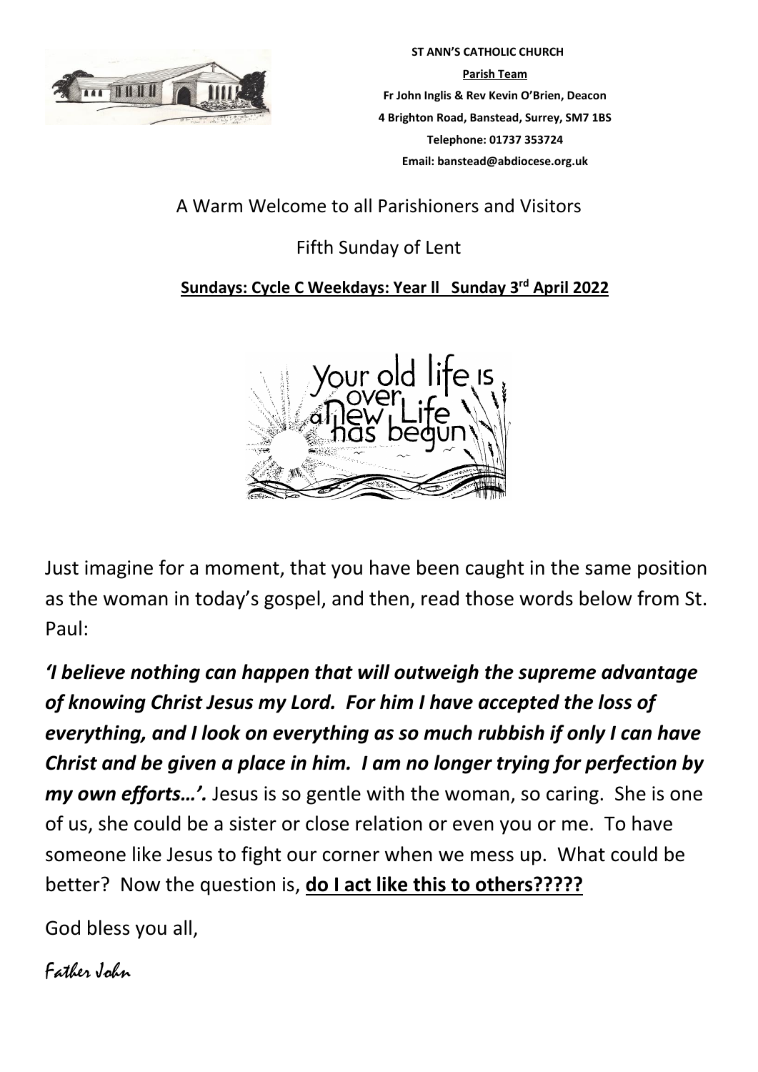**ST ANN'S CATHOLIC CHURCH**

**Parish Team**

**Fr John Inglis & Rev Kevin O'Brien, Deacon**

**4 Brighton Road, Banstead, Surrey, SM7 1BS**

**Telephone: 01737 353724**

**Email: banstead@abdiocese.org.uk**

A Warm Welcome to all Parishioners and Visitors

Fifth Sunday of Lent

**Sundays: Cycle C Weekdays: Year ll Sunday 3rd April 2022**

Just imagine for a moment, that you have been caught in the same position as the woman in today's gospel, and then, read those words below from St. Paul:

***'I believe nothing can happen that will outweigh the supreme advantage of knowing Christ Jesus my Lord. For him I have accepted the loss of everything, and I look on everything as so much rubbish if only I can have Christ and be given a place in him. I am no longer trying for perfection by my own efforts…'.*** Jesus is so gentle with the woman, so caring. She is one of us, she could be a sister or close relation or even you or me. To have someone like Jesus to fight our corner when we mess up. What could be better? Now the question is, **do I act like this to others?????**

God bless you all,

Father John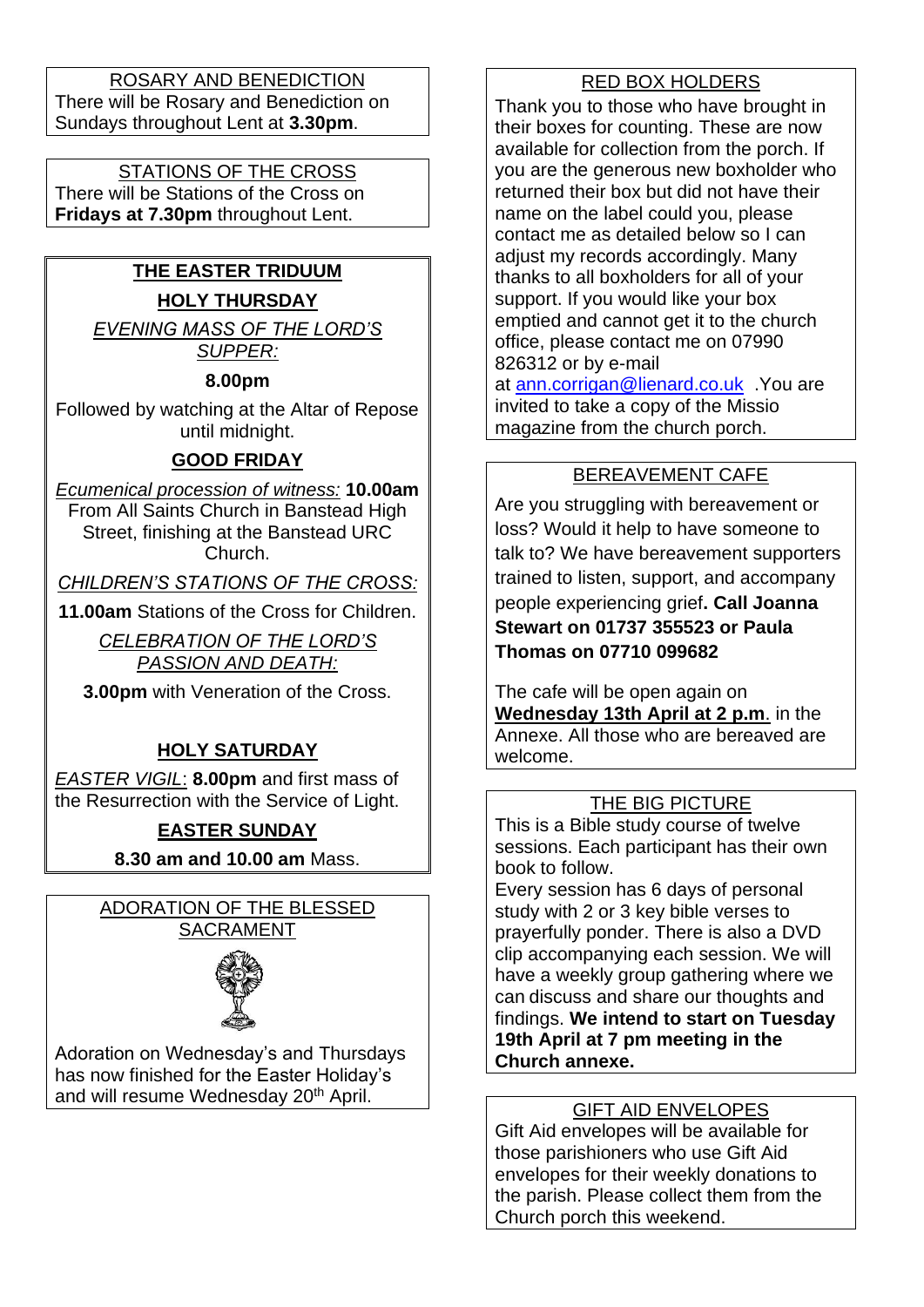## ROSARY AND BENEDICTION

There will be Rosary and Benediction on Sundays throughout Lent at **3.30pm**.

## STATIONS OF THE CROSS

There will be Stations of the Cross on **Fridays at 7.30pm** throughout Lent.

## THE EASTER TRIDUUM

### HOLY THURSDAY

*EVENING MASS OF THE LORD'S SUPPER:*

**8.00pm**

Followed by watching at the Altar of Repose until midnight.

### GOOD FRIDAY

*Ecumenical procession of witness:* **10.00am** From All Saints Church in Banstead High Street, finishing at the Banstead URC Church.

*CHILDREN'S STATIONS OF THE CROSS:*

**11.00am** Stations of the Cross for Children.

*CELEBRATION OF THE LORD'S PASSION AND DEATH:*

**3.00pm** with Veneration of the Cross.

### HOLY SATURDAY

*EASTER VIGIL*: **8.00pm** and first mass of the Resurrection with the Service of Light.

### EASTER SUNDAY

**8.30 am and 10.00 am** Mass.

## ADORATION OF THE BLESSED SACRAMENT

Adoration on Wednesday's and Thursdays has now finished for the Easter Holiday's and will resume Wednesday 20th April.

## RED BOX HOLDERS

Thank you to those who have brought in their boxes for counting. These are now available for collection from the porch. If you are the generous new boxholder who returned their box but did not have their name on the label could you, please contact me as detailed below so I can adjust my records accordingly. Many thanks to all boxholders for all of your support. If you would like your box emptied and cannot get it to the church office, please contact me on 07990 826312 or by e-mail at ann.corrigan@lienard.co.uk .You are invited to take a copy of the Missio magazine from the church porch.

## BEREAVEMENT CAFE

Are you struggling with bereavement or loss? Would it help to have someone to talk to? We have bereavement supporters trained to listen, support, and accompany people experiencing grief**. Call Joanna Stewart on 01737 355523 or Paula Thomas on 07710 099682**

The cafe will be open again on **Wednesday 13th April at 2 p.m**. in the Annexe. All those who are bereaved are welcome.

## THE BIG PICTURE

This is a Bible study course of twelve sessions. Each participant has their own book to follow.

Every session has 6 days of personal study with 2 or 3 key bible verses to prayerfully ponder. There is also a DVD clip accompanying each session. We will have a weekly group gathering where we can discuss and share our thoughts and findings. **We intend to start on Tuesday 19th April at 7 pm meeting in the Church annexe.**

## GIFT AID ENVELOPES

Gift Aid envelopes will be available for those parishioners who use Gift Aid envelopes for their weekly donations to the parish. Please collect them from the Church porch this weekend.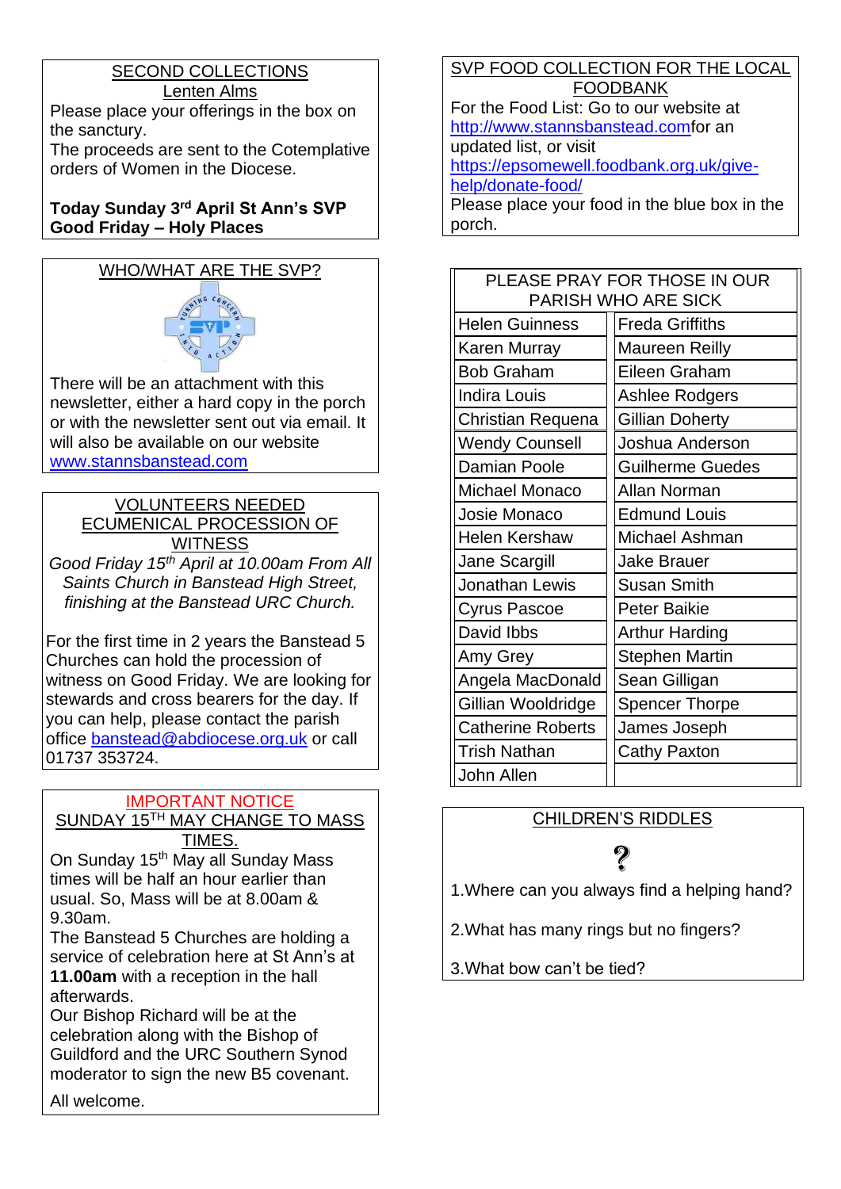## SECOND COLLECTIONS

### Lenten Alms

Please place your offerings in the box on the sanctury.
The proceeds are sent to the Cotemplative orders of Women in the Diocese.

**Today Sunday 3rd April St Ann's SVP**
**Good Friday – Holy Places**

## WHO/WHAT ARE THE SVP?

There will be an attachment with this newsletter, either a hard copy in the porch or with the newsletter sent out via email. It will also be available on our website www.stannsbanstead.com

## VOLUNTEERS NEEDED ECUMENICAL PROCESSION OF WITNESS

*Good Friday 15th April at 10.00am From All Saints Church in Banstead High Street, finishing at the Banstead URC Church.*

For the first time in 2 years the Banstead 5 Churches can hold the procession of witness on Good Friday. We are looking for stewards and cross bearers for the day. If you can help, please contact the parish office banstead@abdiocese.org.uk or call 01737 353724.

## IMPORTANT NOTICE

### SUNDAY 15TH MAY CHANGE TO MASS TIMES.

On Sunday 15th May all Sunday Mass times will be half an hour earlier than usual. So, Mass will be at 8.00am & 9.30am.
The Banstead 5 Churches are holding a service of celebration here at St Ann's at **11.00am** with a reception in the hall afterwards.
Our Bishop Richard will be at the celebration along with the Bishop of Guildford and the URC Southern Synod moderator to sign the new B5 covenant.

All welcome.

## SVP FOOD COLLECTION FOR THE LOCAL FOODBANK

For the Food List: Go to our website at http://www.stannsbanstead.com for an updated list, or visit https://epsomewell.foodbank.org.uk/give-help/donate-food/
Please place your food in the blue box in the porch.

| PLEASE PRAY FOR THOSE IN OUR PARISH WHO ARE SICK | |
|---|---|
| Helen Guinness | Freda Griffiths |
| Karen Murray | Maureen Reilly |
| Bob Graham | Eileen Graham |
| Indira Louis | Ashlee Rodgers |
| Christian Requena | Gillian Doherty |
| Wendy Counsell | Joshua Anderson |
| Damian Poole | Guilherme Guedes |
| Michael Monaco | Allan Norman |
| Josie Monaco | Edmund Louis |
| Helen Kershaw | Michael Ashman |
| Jane Scargill | Jake Brauer |
| Jonathan Lewis | Susan Smith |
| Cyrus Pascoe | Peter Baikie |
| David Ibbs | Arthur Harding |
| Amy Grey | Stephen Martin |
| Angela MacDonald | Sean Gilligan |
| Gillian Wooldridge | Spencer Thorpe |
| Catherine Roberts | James Joseph |
| Trish Nathan | Cathy Paxton |
| John Allen | |

## CHILDREN'S RIDDLES

?

1. Where can you always find a helping hand?

2. What has many rings but no fingers?

3. What bow can't be tied?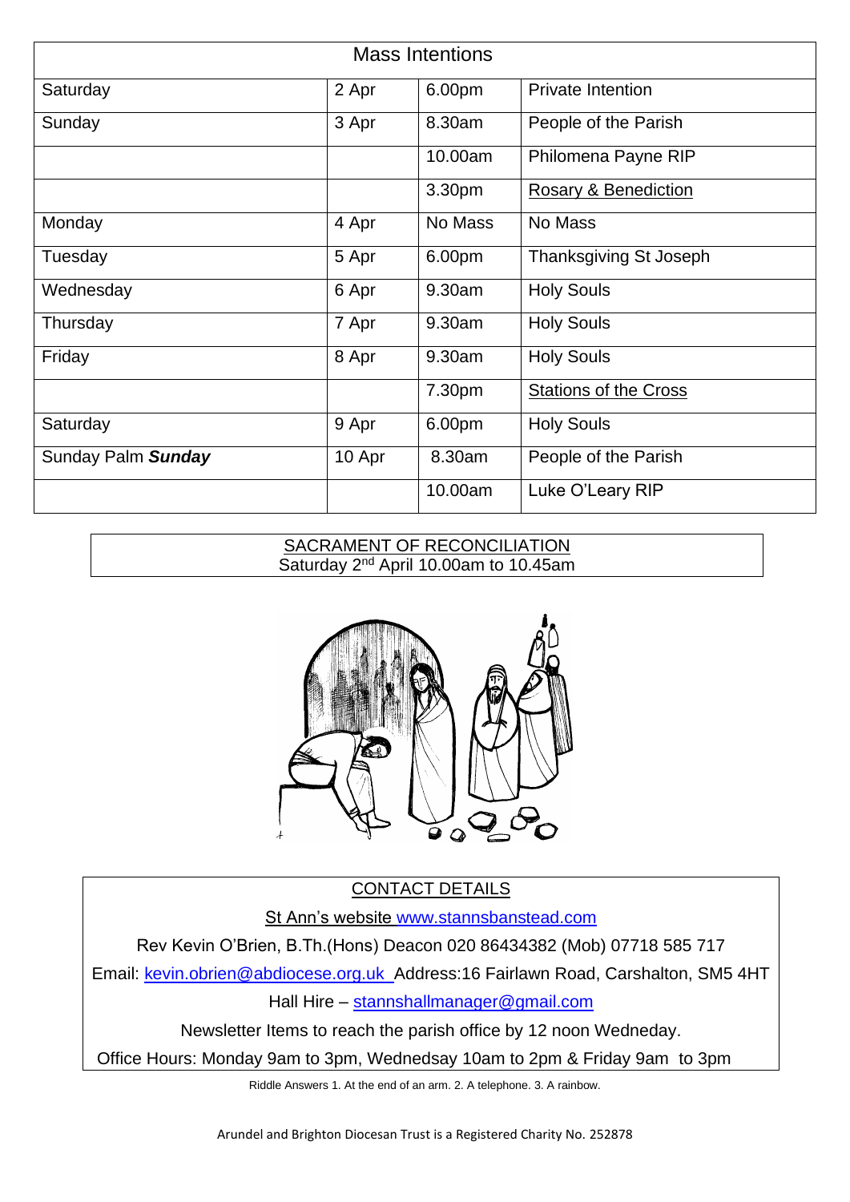| Mass Intentions | | | |
|---|---|---|---|
| Saturday | 2 Apr | 6.00pm | Private Intention |
| Sunday | 3 Apr | 8.30am | People of the Parish |
| | | 10.00am | Philomena Payne RIP |
| | | 3.30pm | Rosary & Benediction |
| Monday | 4 Apr | No Mass | No Mass |
| Tuesday | 5 Apr | 6.00pm | Thanksgiving St Joseph |
| Wednesday | 6 Apr | 9.30am | Holy Souls |
| Thursday | 7 Apr | 9.30am | Holy Souls |
| Friday | 8 Apr | 9.30am | Holy Souls |
| | | 7.30pm | Stations of the Cross |
| Saturday | 9 Apr | 6.00pm | Holy Souls |
| Sunday Palm ***Sunday*** | 10 Apr | 8.30am | People of the Parish |
| | | 10.00am | Luke O'Leary RIP |

SACRAMENT OF RECONCILIATION
Saturday 2nd April 10.00am to 10.45am

CONTACT DETAILS

St Ann's website www.stannsbanstead.com

Rev Kevin O'Brien, B.Th.(Hons) Deacon 020 86434382 (Mob) 07718 585 717

Email: kevin.obrien@abdiocese.org.uk Address:16 Fairlawn Road, Carshalton, SM5 4HT

Hall Hire – stannshallmanager@gmail.com

Newsletter Items to reach the parish office by 12 noon Wedneday.

Office Hours: Monday 9am to 3pm, Wednedsay 10am to 2pm & Friday 9am to 3pm

Riddle Answers 1. At the end of an arm. 2. A telephone. 3. A rainbow.

Arundel and Brighton Diocesan Trust is a Registered Charity No. 252878